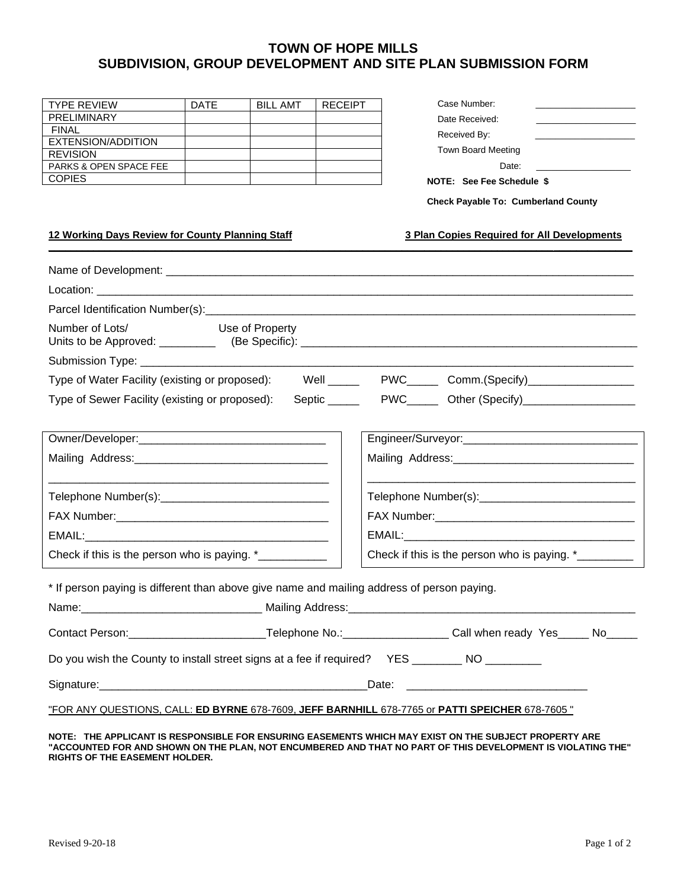# TOWN OF HOPE MILLS
# SUBDIVISION, GROUP DEVELOPMENT AND SITE PLAN SUBMISSION FORM

| TYPE REVIEW | DATE | BILL AMT | RECEIPT |
|---|---|---|---|
| PRELIMINARY | | | |
| FINAL | | | |
| EXTENSION/ADDITION | | | |
| REVISION | | | |
| PARKS & OPEN SPACE FEE | | | |
| COPIES | | | |

Case Number: ___________________

Date Received: ___________________

Received By: ___________________

Town Board Meeting Date: ___________________

**NOTE: See Fee Schedule $**

**Check Payable To: Cumberland County**

**12 Working Days Review for County Planning Staff** **3 Plan Copies Required for All Developments**

Name of Development: ______________________________________________________________

Location: ______________________________________________________________

Parcel Identification Number(s): ______________________________________________________________

Number of Lots/ Units to be Approved: _________ Use of Property (Be Specific): ______________________________________________

Submission Type: ______________________________________________________________

Type of Water Facility (existing or proposed): Well _____ PWC_____ Comm.(Specify)_________________

Type of Sewer Facility (existing or proposed): Septic _____ PWC_____ Other (Specify)_________________

Owner/Developer: ______________________________

Mailing Address: _______________________________

_______________________________________________

Telephone Number(s): ___________________________

FAX Number: __________________________________

EMAIL: _______________________________________

Check if this is the person who is paying. *___________

Engineer/Surveyor: ____________________________

Mailing Address: ______________________________

_______________________________________________

Telephone Number(s): __________________________

FAX Number: _________________________________

EMAIL: ______________________________________

Check if this is the person who is paying. *_________

\* If person paying is different than above give name and mailing address of person paying.

Name: _____________________________ Mailing Address: _______________________________________________

Contact Person: ______________________ Telephone No.: _________________ Call when ready Yes_____ No_____

Do you wish the County to install street signs at a fee if required? YES ________ NO _________

Signature: ____________________________________________ Date: _____________________________

"FOR ANY QUESTIONS, CALL: **ED BYRNE** 678-7609, **JEFF BARNHILL** 678-7765 or **PATTI SPEICHER** 678-7605 "

**NOTE: THE APPLICANT IS RESPONSIBLE FOR ENSURING EASEMENTS WHICH MAY EXIST ON THE SUBJECT PROPERTY ARE "ACCOUNTED FOR AND SHOWN ON THE PLAN, NOT ENCUMBERED AND THAT NO PART OF THIS DEVELOPMENT IS VIOLATING THE" RIGHTS OF THE EASEMENT HOLDER.**

Revised 9-20-18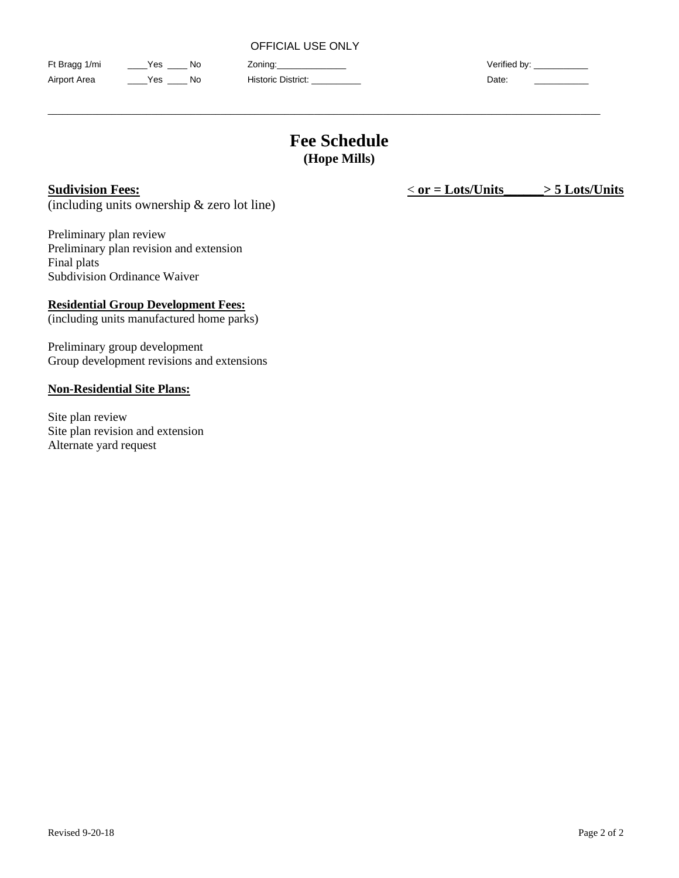OFFICIAL USE ONLY

| | | | |
|---|---|---|---|
| Ft Bragg 1/mi ____Yes ____ No | Zoning:______________ | Verified by: ___________ |
| Airport Area ____Yes ____ No | Historic District: __________ | Date: ___________ |

---

# Fee Schedule

**(Hope Mills)**

**Sudivision Fees:** **< or = Lots/Units______> 5 Lots/Units**

(including units ownership & zero lot line)

Preliminary plan review
Preliminary plan revision and extension
Final plats
Subdivision Ordinance Waiver

**Residential Group Development Fees:**

(including units manufactured home parks)

Preliminary group development
Group development revisions and extensions

**Non-Residential Site Plans:**

Site plan review
Site plan revision and extension
Alternate yard request

Revised 9-20-18